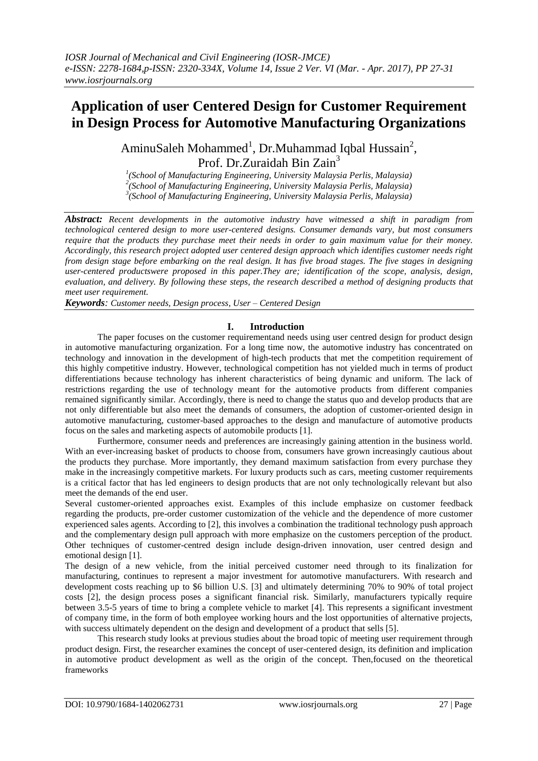# Application of user Centered Design for Customer Requirement in Design Process for Automotive Manufacturing Organizations

AminuSaleh Mohammed[1], Dr.Muhammad Iqbal Hussain[2], Prof. Dr.Zuraidah Bin Zain[3]

[1](School of Manufacturing Engineering, University Malaysia Perlis, Malaysia)
[2](School of Manufacturing Engineering, University Malaysia Perlis, Malaysia)
[3](School of Manufacturing Engineering, University Malaysia Perlis, Malaysia)

***Abstract:*** *Recent developments in the automotive industry have witnessed a shift in paradigm from technological centered design to more user-centered designs. Consumer demands vary, but most consumers require that the products they purchase meet their needs in order to gain maximum value for their money. Accordingly, this research project adopted user centered design approach which identifies customer needs right from design stage before embarking on the real design. It has five broad stages. The five stages in designing user-centered productswere proposed in this paper.They are; identification of the scope, analysis, design, evaluation, and delivery. By following these steps, the research described a method of designing products that meet user requirement.*

***Keywords****: Customer needs, Design process, User – Centered Design*

## I. Introduction

The paper focuses on the customer requirementand needs using user centred design for product design in automotive manufacturing organization. For a long time now, the automotive industry has concentrated on technology and innovation in the development of high-tech products that met the competition requirement of this highly competitive industry. However, technological competition has not yielded much in terms of product differentiations because technology has inherent characteristics of being dynamic and uniform. The lack of restrictions regarding the use of technology meant for the automotive products from different companies remained significantly similar. Accordingly, there is need to change the status quo and develop products that are not only differentiable but also meet the demands of consumers, the adoption of customer-oriented design in automotive manufacturing, customer-based approaches to the design and manufacture of automotive products focus on the sales and marketing aspects of automobile products [1].

Furthermore, consumer needs and preferences are increasingly gaining attention in the business world. With an ever-increasing basket of products to choose from, consumers have grown increasingly cautious about the products they purchase. More importantly, they demand maximum satisfaction from every purchase they make in the increasingly competitive markets. For luxury products such as cars, meeting customer requirements is a critical factor that has led engineers to design products that are not only technologically relevant but also meet the demands of the end user.

Several customer-oriented approaches exist. Examples of this include emphasize on customer feedback regarding the products, pre-order customer customization of the vehicle and the dependence of more customer experienced sales agents. According to [2], this involves a combination the traditional technology push approach and the complementary design pull approach with more emphasize on the customers perception of the product. Other techniques of customer-centred design include design-driven innovation, user centred design and emotional design [1].

The design of a new vehicle, from the initial perceived customer need through to its finalization for manufacturing, continues to represent a major investment for automotive manufacturers. With research and development costs reaching up to $6 billion U.S. [3] and ultimately determining 70% to 90% of total project costs [2], the design process poses a significant financial risk. Similarly, manufacturers typically require between 3.5-5 years of time to bring a complete vehicle to market [4]. This represents a significant investment of company time, in the form of both employee working hours and the lost opportunities of alternative projects, with success ultimately dependent on the design and development of a product that sells [5].

This research study looks at previous studies about the broad topic of meeting user requirement through product design. First, the researcher examines the concept of user-centered design, its definition and implication in automotive product development as well as the origin of the concept. Then,focused on the theoretical frameworks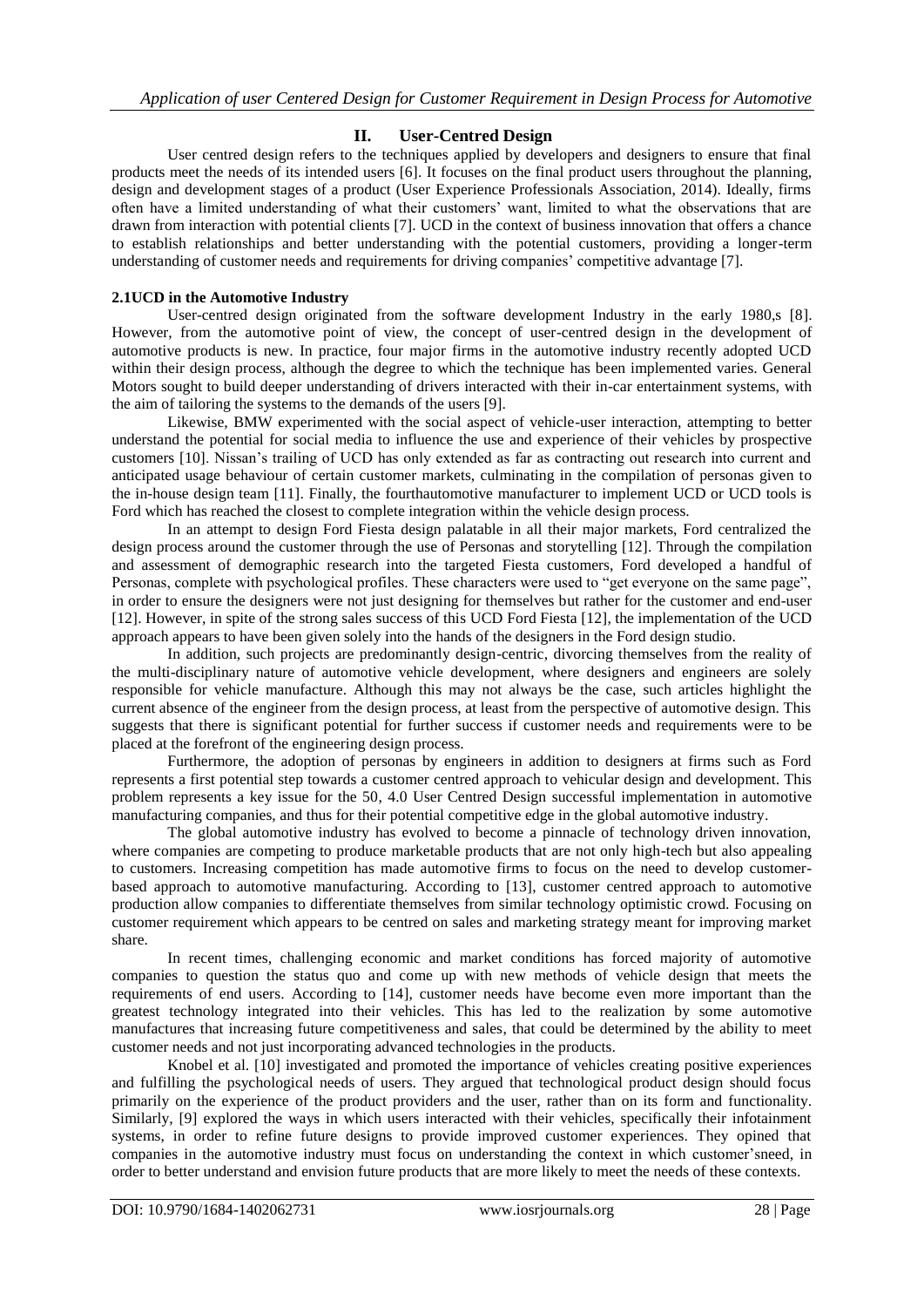## II. User-Centred Design

User centred design refers to the techniques applied by developers and designers to ensure that final products meet the needs of its intended users [6]. It focuses on the final product users throughout the planning, design and development stages of a product (User Experience Professionals Association, 2014). Ideally, firms often have a limited understanding of what their customers' want, limited to what the observations that are drawn from interaction with potential clients [7]. UCD in the context of business innovation that offers a chance to establish relationships and better understanding with the potential customers, providing a longer-term understanding of customer needs and requirements for driving companies' competitive advantage [7].

### 2.1UCD in the Automotive Industry

User-centred design originated from the software development Industry in the early 1980,s [8]. However, from the automotive point of view, the concept of user-centred design in the development of automotive products is new. In practice, four major firms in the automotive industry recently adopted UCD within their design process, although the degree to which the technique has been implemented varies. General Motors sought to build deeper understanding of drivers interacted with their in-car entertainment systems, with the aim of tailoring the systems to the demands of the users [9].

Likewise, BMW experimented with the social aspect of vehicle-user interaction, attempting to better understand the potential for social media to influence the use and experience of their vehicles by prospective customers [10]. Nissan's trailing of UCD has only extended as far as contracting out research into current and anticipated usage behaviour of certain customer markets, culminating in the compilation of personas given to the in-house design team [11]. Finally, the fourthautomotive manufacturer to implement UCD or UCD tools is Ford which has reached the closest to complete integration within the vehicle design process.

In an attempt to design Ford Fiesta design palatable in all their major markets, Ford centralized the design process around the customer through the use of Personas and storytelling [12]. Through the compilation and assessment of demographic research into the targeted Fiesta customers, Ford developed a handful of Personas, complete with psychological profiles. These characters were used to "get everyone on the same page", in order to ensure the designers were not just designing for themselves but rather for the customer and end-user [12]. However, in spite of the strong sales success of this UCD Ford Fiesta [12], the implementation of the UCD approach appears to have been given solely into the hands of the designers in the Ford design studio.

In addition, such projects are predominantly design-centric, divorcing themselves from the reality of the multi-disciplinary nature of automotive vehicle development, where designers and engineers are solely responsible for vehicle manufacture. Although this may not always be the case, such articles highlight the current absence of the engineer from the design process, at least from the perspective of automotive design. This suggests that there is significant potential for further success if customer needs and requirements were to be placed at the forefront of the engineering design process.

Furthermore, the adoption of personas by engineers in addition to designers at firms such as Ford represents a first potential step towards a customer centred approach to vehicular design and development. This problem represents a key issue for the 50, 4.0 User Centred Design successful implementation in automotive manufacturing companies, and thus for their potential competitive edge in the global automotive industry.

The global automotive industry has evolved to become a pinnacle of technology driven innovation, where companies are competing to produce marketable products that are not only high-tech but also appealing to customers. Increasing competition has made automotive firms to focus on the need to develop customer-based approach to automotive manufacturing. According to [13], customer centred approach to automotive production allow companies to differentiate themselves from similar technology optimistic crowd. Focusing on customer requirement which appears to be centred on sales and marketing strategy meant for improving market share.

In recent times, challenging economic and market conditions has forced majority of automotive companies to question the status quo and come up with new methods of vehicle design that meets the requirements of end users. According to [14], customer needs have become even more important than the greatest technology integrated into their vehicles. This has led to the realization by some automotive manufactures that increasing future competitiveness and sales, that could be determined by the ability to meet customer needs and not just incorporating advanced technologies in the products.

Knobel et al. [10] investigated and promoted the importance of vehicles creating positive experiences and fulfilling the psychological needs of users. They argued that technological product design should focus primarily on the experience of the product providers and the user, rather than on its form and functionality. Similarly, [9] explored the ways in which users interacted with their vehicles, specifically their infotainment systems, in order to refine future designs to provide improved customer experiences. They opined that companies in the automotive industry must focus on understanding the context in which customer'sneed, in order to better understand and envision future products that are more likely to meet the needs of these contexts.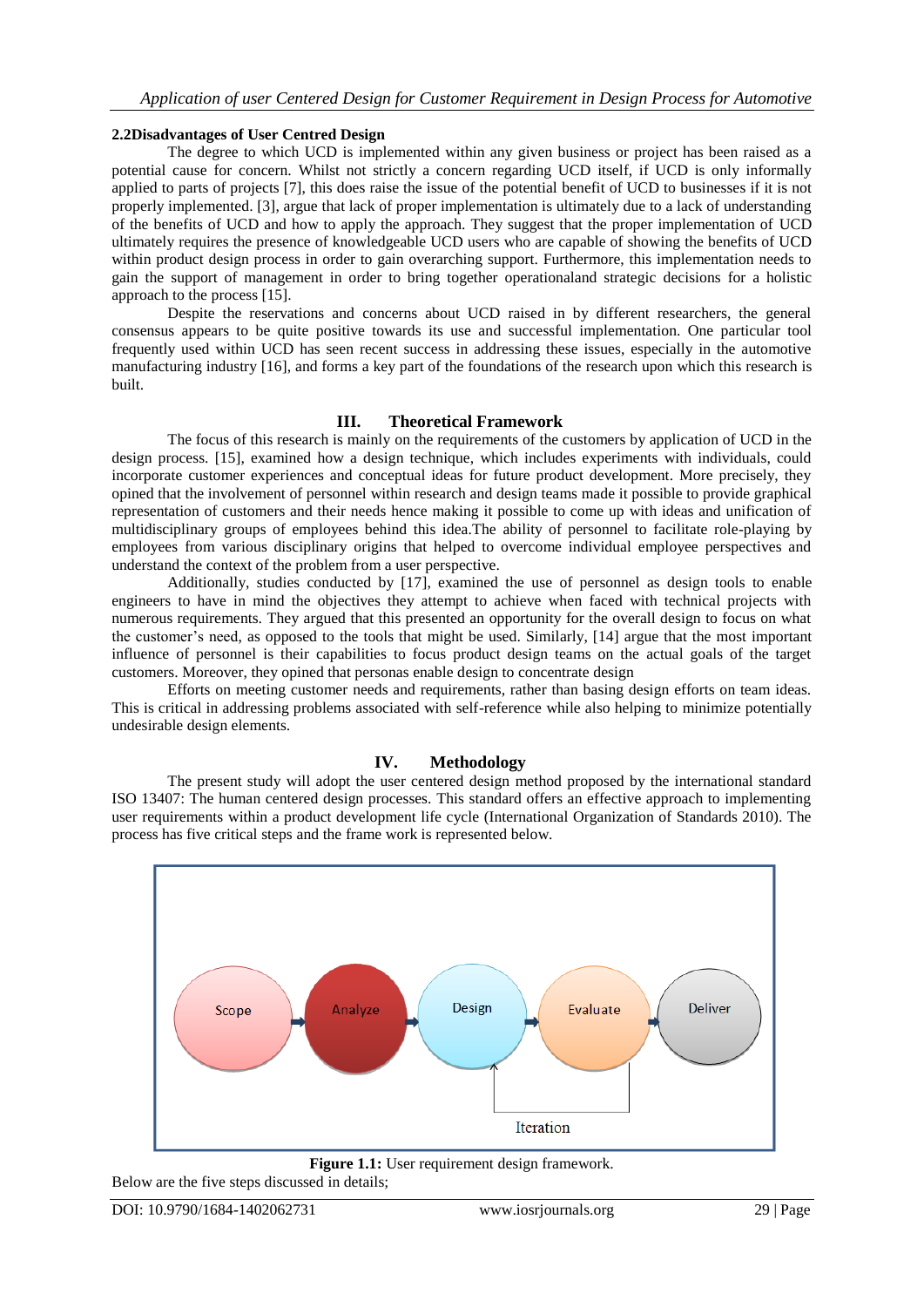### 2.2Disadvantages of User Centred Design

The degree to which UCD is implemented within any given business or project has been raised as a potential cause for concern. Whilst not strictly a concern regarding UCD itself, if UCD is only informally applied to parts of projects [7], this does raise the issue of the potential benefit of UCD to businesses if it is not properly implemented. [3], argue that lack of proper implementation is ultimately due to a lack of understanding of the benefits of UCD and how to apply the approach. They suggest that the proper implementation of UCD ultimately requires the presence of knowledgeable UCD users who are capable of showing the benefits of UCD within product design process in order to gain overarching support. Furthermore, this implementation needs to gain the support of management in order to bring together operationaland strategic decisions for a holistic approach to the process [15].

Despite the reservations and concerns about UCD raised in by different researchers, the general consensus appears to be quite positive towards its use and successful implementation. One particular tool frequently used within UCD has seen recent success in addressing these issues, especially in the automotive manufacturing industry [16], and forms a key part of the foundations of the research upon which this research is built.

## III. Theoretical Framework

The focus of this research is mainly on the requirements of the customers by application of UCD in the design process. [15], examined how a design technique, which includes experiments with individuals, could incorporate customer experiences and conceptual ideas for future product development. More precisely, they opined that the involvement of personnel within research and design teams made it possible to provide graphical representation of customers and their needs hence making it possible to come up with ideas and unification of multidisciplinary groups of employees behind this idea.The ability of personnel to facilitate role-playing by employees from various disciplinary origins that helped to overcome individual employee perspectives and understand the context of the problem from a user perspective.

Additionally, studies conducted by [17], examined the use of personnel as design tools to enable engineers to have in mind the objectives they attempt to achieve when faced with technical projects with numerous requirements. They argued that this presented an opportunity for the overall design to focus on what the customer's need, as opposed to the tools that might be used. Similarly, [14] argue that the most important influence of personnel is their capabilities to focus product design teams on the actual goals of the target customers. Moreover, they opined that personas enable design to concentrate design

Efforts on meeting customer needs and requirements, rather than basing design efforts on team ideas. This is critical in addressing problems associated with self-reference while also helping to minimize potentially undesirable design elements.

## IV. Methodology

The present study will adopt the user centered design method proposed by the international standard ISO 13407: The human centered design processes. This standard offers an effective approach to implementing user requirements within a product development life cycle (International Organization of Standards 2010). The process has five critical steps and the frame work is represented below.

Scope → Analyze → Design → Evaluate → Deliver

Iteration

**Figure 1.1:** User requirement design framework.

Below are the five steps discussed in details;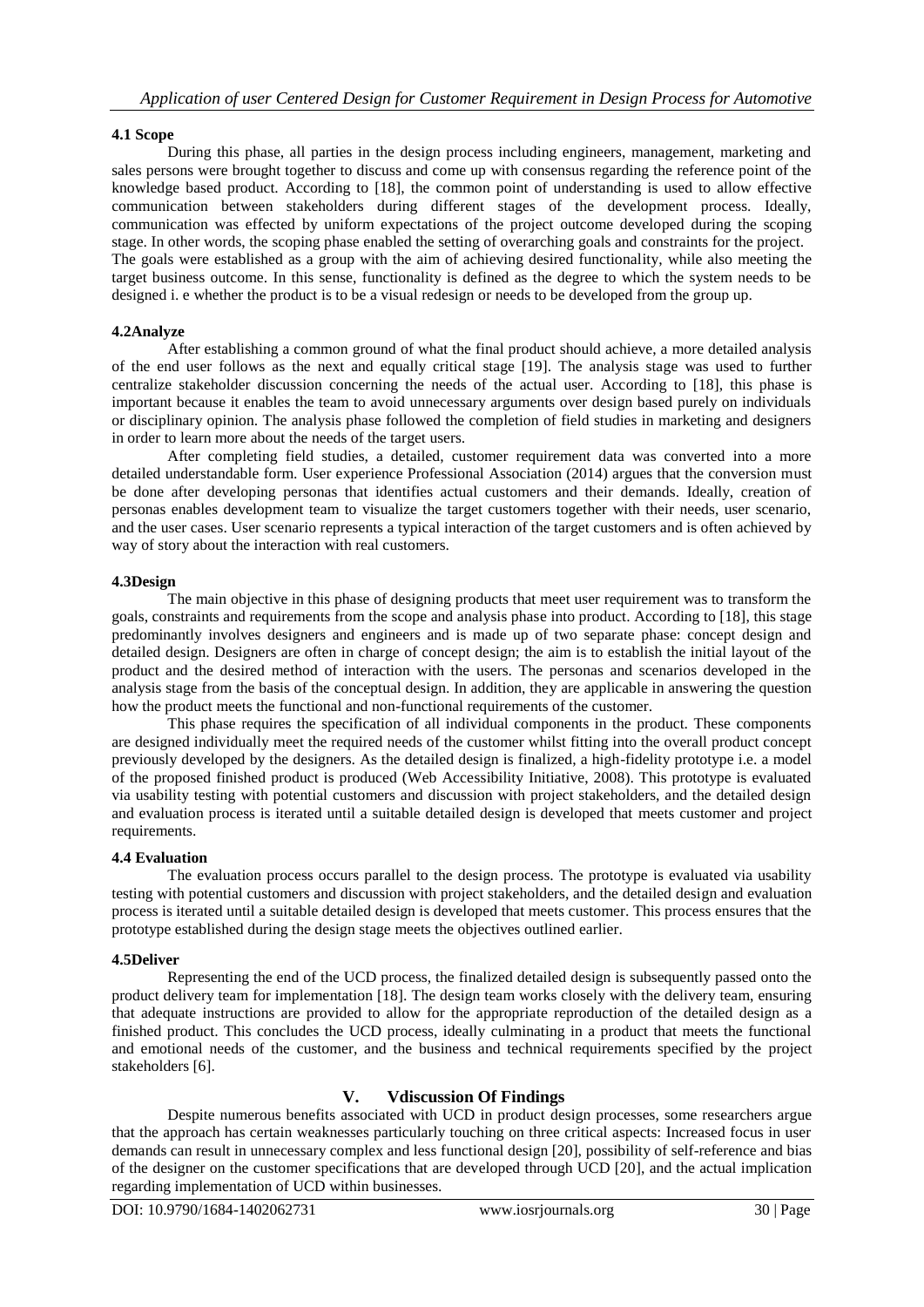### 4.1 Scope

During this phase, all parties in the design process including engineers, management, marketing and sales persons were brought together to discuss and come up with consensus regarding the reference point of the knowledge based product. According to [18], the common point of understanding is used to allow effective communication between stakeholders during different stages of the development process. Ideally, communication was effected by uniform expectations of the project outcome developed during the scoping stage. In other words, the scoping phase enabled the setting of overarching goals and constraints for the project. The goals were established as a group with the aim of achieving desired functionality, while also meeting the target business outcome. In this sense, functionality is defined as the degree to which the system needs to be designed i. e whether the product is to be a visual redesign or needs to be developed from the group up.

### 4.2Analyze

After establishing a common ground of what the final product should achieve, a more detailed analysis of the end user follows as the next and equally critical stage [19]. The analysis stage was used to further centralize stakeholder discussion concerning the needs of the actual user. According to [18], this phase is important because it enables the team to avoid unnecessary arguments over design based purely on individuals or disciplinary opinion. The analysis phase followed the completion of field studies in marketing and designers in order to learn more about the needs of the target users.

After completing field studies, a detailed, customer requirement data was converted into a more detailed understandable form. User experience Professional Association (2014) argues that the conversion must be done after developing personas that identifies actual customers and their demands. Ideally, creation of personas enables development team to visualize the target customers together with their needs, user scenario, and the user cases. User scenario represents a typical interaction of the target customers and is often achieved by way of story about the interaction with real customers.

### 4.3Design

The main objective in this phase of designing products that meet user requirement was to transform the goals, constraints and requirements from the scope and analysis phase into product. According to [18], this stage predominantly involves designers and engineers and is made up of two separate phase: concept design and detailed design. Designers are often in charge of concept design; the aim is to establish the initial layout of the product and the desired method of interaction with the users. The personas and scenarios developed in the analysis stage from the basis of the conceptual design. In addition, they are applicable in answering the question how the product meets the functional and non-functional requirements of the customer.

This phase requires the specification of all individual components in the product. These components are designed individually meet the required needs of the customer whilst fitting into the overall product concept previously developed by the designers. As the detailed design is finalized, a high-fidelity prototype i.e. a model of the proposed finished product is produced (Web Accessibility Initiative, 2008). This prototype is evaluated via usability testing with potential customers and discussion with project stakeholders, and the detailed design and evaluation process is iterated until a suitable detailed design is developed that meets customer and project requirements.

### 4.4 Evaluation

The evaluation process occurs parallel to the design process. The prototype is evaluated via usability testing with potential customers and discussion with project stakeholders, and the detailed design and evaluation process is iterated until a suitable detailed design is developed that meets customer. This process ensures that the prototype established during the design stage meets the objectives outlined earlier.

### 4.5Deliver

Representing the end of the UCD process, the finalized detailed design is subsequently passed onto the product delivery team for implementation [18]. The design team works closely with the delivery team, ensuring that adequate instructions are provided to allow for the appropriate reproduction of the detailed design as a finished product. This concludes the UCD process, ideally culminating in a product that meets the functional and emotional needs of the customer, and the business and technical requirements specified by the project stakeholders [6].

## V. Vdiscussion Of Findings

Despite numerous benefits associated with UCD in product design processes, some researchers argue that the approach has certain weaknesses particularly touching on three critical aspects: Increased focus in user demands can result in unnecessary complex and less functional design [20], possibility of self-reference and bias of the designer on the customer specifications that are developed through UCD [20], and the actual implication regarding implementation of UCD within businesses.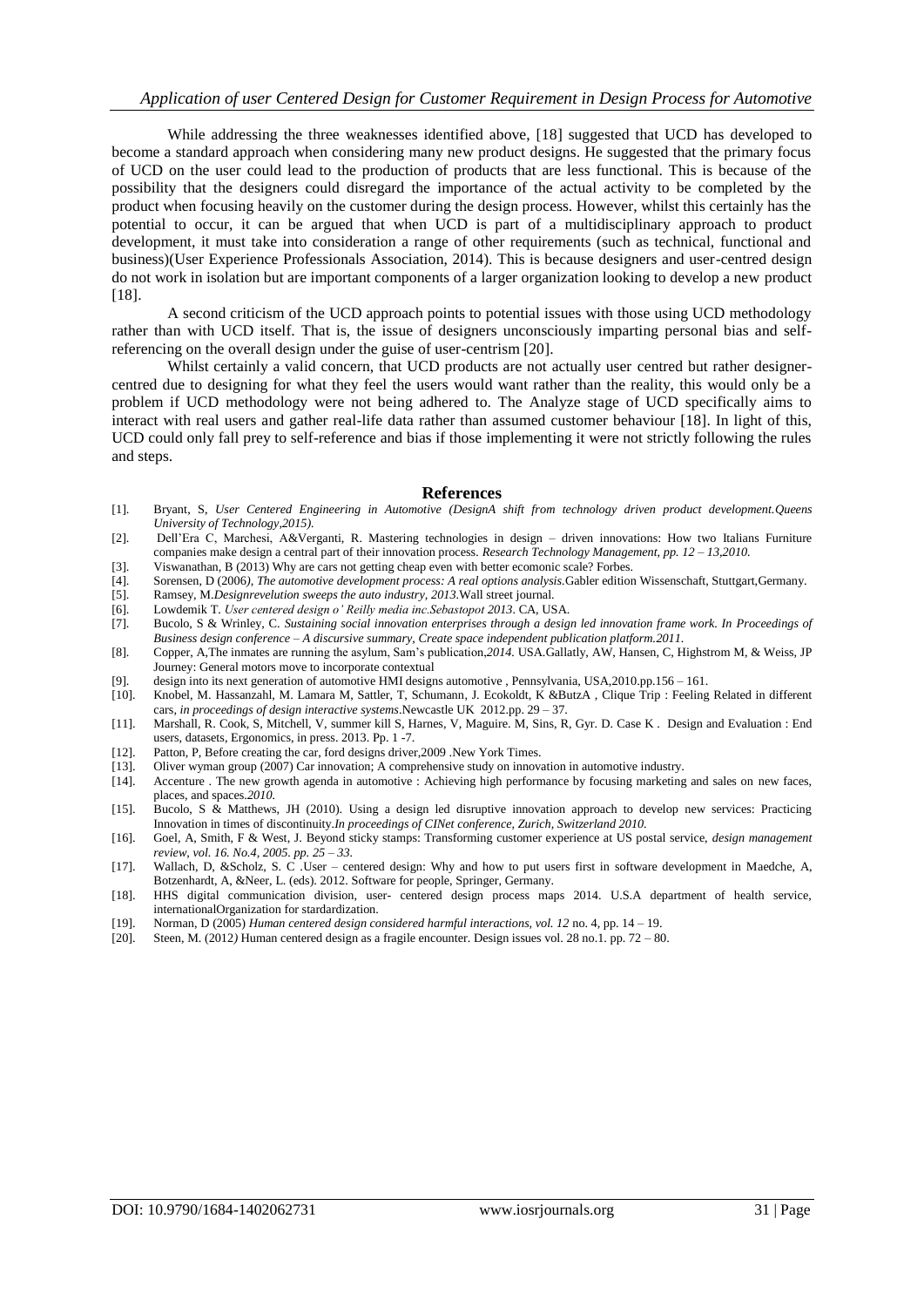While addressing the three weaknesses identified above, [18] suggested that UCD has developed to become a standard approach when considering many new product designs. He suggested that the primary focus of UCD on the user could lead to the production of products that are less functional. This is because of the possibility that the designers could disregard the importance of the actual activity to be completed by the product when focusing heavily on the customer during the design process. However, whilst this certainly has the potential to occur, it can be argued that when UCD is part of a multidisciplinary approach to product development, it must take into consideration a range of other requirements (such as technical, functional and business)(User Experience Professionals Association, 2014). This is because designers and user-centred design do not work in isolation but are important components of a larger organization looking to develop a new product [18].

A second criticism of the UCD approach points to potential issues with those using UCD methodology rather than with UCD itself. That is, the issue of designers unconsciously imparting personal bias and self-referencing on the overall design under the guise of user-centrism [20].

Whilst certainly a valid concern, that UCD products are not actually user centred but rather designer-centred due to designing for what they feel the users would want rather than the reality, this would only be a problem if UCD methodology were not being adhered to. The Analyze stage of UCD specifically aims to interact with real users and gather real-life data rather than assumed customer behaviour [18]. In light of this, UCD could only fall prey to self-reference and bias if those implementing it were not strictly following the rules and steps.

## References

[1]. Bryant, S, *User Centered Engineering in Automotive (DesignA shift from technology driven product development.Queens University of Technology,2015).*

[2]. Dell'Era C, Marchesi, A&Verganti, R. Mastering technologies in design – driven innovations: How two Italians Furniture companies make design a central part of their innovation process. *Research Technology Management, pp. 12 – 13,2010.*

[3]. Viswanathan, B (2013) Why are cars not getting cheap even with better ecomonic scale? Forbes.

[4]. Sorensen, D (2006*), The automotive development process: A real options analysis.*Gabler edition Wissenschaft, Stuttgart,Germany.

[5]. Ramsey, M.*Designrevelution sweeps the auto industry, 2013.*Wall street journal.

[6]. Lowdemik T. *User centered design o' Reilly media inc.Sebastopot 2013*. CA, USA.

[7]. Bucolo, S & Wrinley, C. *Sustaining social innovation enterprises through a design led innovation frame work. In Proceedings of Business design conference – A discursive summary, Create space independent publication platform.2011.*

[8]. Copper, A,The inmates are running the asylum, Sam's publication,*2014.* USA.Gallatly, AW, Hansen, C, Highstrom M, & Weiss, JP Journey: General motors move to incorporate contextual

[9]. design into its next generation of automotive HMI designs automotive , Pennsylvania, USA,2010.pp.156 – 161.

[10]. Knobel, M. Hassanzahl, M. Lamara M, Sattler, T, Schumann, J. Ecokoldt, K &ButzA , Clique Trip : Feeling Related in different cars, *in proceedings of design interactive systems*.Newcastle UK 2012.pp. 29 – 37.

[11]. Marshall, R. Cook, S, Mitchell, V, summer kill S, Harnes, V, Maguire. M, Sins, R, Gyr. D. Case K . Design and Evaluation : End users, datasets, Ergonomics, in press. 2013. Pp. 1 -7.

[12]. Patton, P, Before creating the car, ford designs driver,2009 .New York Times.

[13]. Oliver wyman group (2007) Car innovation; A comprehensive study on innovation in automotive industry.

[14]. Accenture . The new growth agenda in automotive : Achieving high performance by focusing marketing and sales on new faces, places, and spaces.*2010.*

[15]. Bucolo, S & Matthews, JH (2010). Using a design led disruptive innovation approach to develop new services: Practicing Innovation in times of discontinuity.*In proceedings of CINet conference, Zurich, Switzerland 2010.*

[16]. Goel, A, Smith, F & West, J. Beyond sticky stamps: Transforming customer experience at US postal service, *design management review, vol. 16. No.4, 2005. pp. 25 – 33.*

[17]. Wallach, D, &Scholz, S. C .User – centered design: Why and how to put users first in software development in Maedche, A, Botzenhardt, A, &Neer, L. (eds). 2012. Software for people, Springer, Germany.

[18]. HHS digital communication division, user- centered design process maps 2014. U.S.A department of health service, internationalOrganization for stardardization.

[19]. Norman, D (2005) *Human centered design considered harmful interactions, vol. 12* no. 4, pp. 14 – 19.

[20]. Steen, M. (2012*)* Human centered design as a fragile encounter. Design issues vol. 28 no.1. pp. 72 – 80.